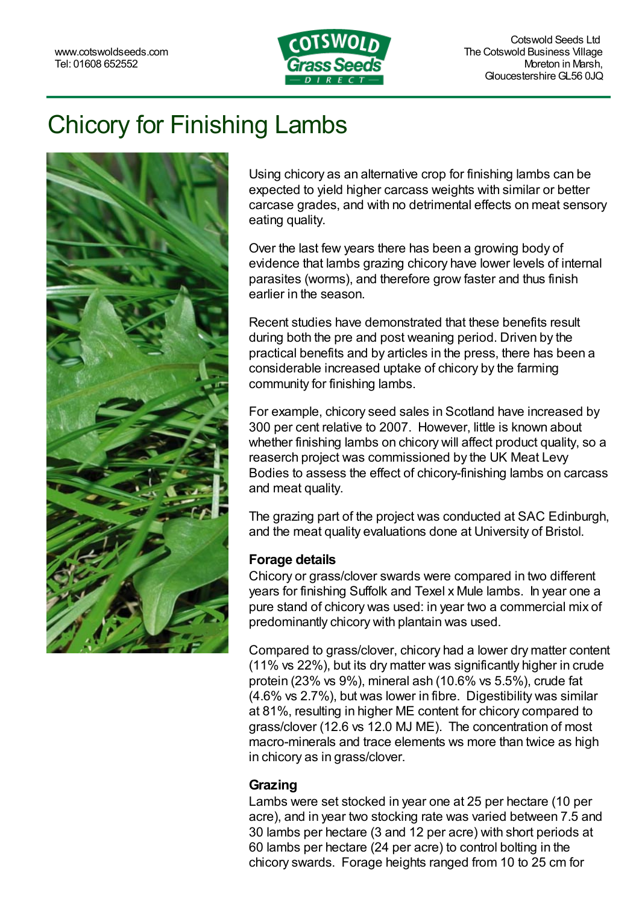www.cotswoldseeds.com
Tel: 01608 652552

Cotswold Seeds Ltd
The Cotswold Business Village
Moreton in Marsh,
Gloucestershire GL56 0JQ

# Chicory for Finishing Lambs

Using chicory as an alternative crop for finishing lambs can be expected to yield higher carcass weights with similar or better carcase grades, and with no detrimental effects on meat sensory eating quality.

Over the last few years there has been a growing body of evidence that lambs grazing chicory have lower levels of internal parasites (worms), and therefore grow faster and thus finish earlier in the season.

Recent studies have demonstrated that these benefits result during both the pre and post weaning period. Driven by the practical benefits and by articles in the press, there has been a considerable increased uptake of chicory by the farming community for finishing lambs.

For example, chicory seed sales in Scotland have increased by 300 per cent relative to 2007. However, little is known about whether finishing lambs on chicory will affect product quality, so a reaserch project was commissioned by the UK Meat Levy Bodies to assess the effect of chicory-finishing lambs on carcass and meat quality.

The grazing part of the project was conducted at SAC Edinburgh, and the meat quality evaluations done at University of Bristol.

### Forage details

Chicory or grass/clover swards were compared in two different years for finishing Suffolk and Texel x Mule lambs. In year one a pure stand of chicory was used: in year two a commercial mix of predominantly chicory with plantain was used.

Compared to grass/clover, chicory had a lower dry matter content (11% vs 22%), but its dry matter was significantly higher in crude protein (23% vs 9%), mineral ash (10.6% vs 5.5%), crude fat (4.6% vs 2.7%), but was lower in fibre. Digestibility was similar at 81%, resulting in higher ME content for chicory compared to grass/clover (12.6 vs 12.0 MJ ME). The concentration of most macro-minerals and trace elements ws more than twice as high in chicory as in grass/clover.

### Grazing

Lambs were set stocked in year one at 25 per hectare (10 per acre), and in year two stocking rate was varied between 7.5 and 30 lambs per hectare (3 and 12 per acre) with short periods at 60 lambs per hectare (24 per acre) to control bolting in the chicory swards. Forage heights ranged from 10 to 25 cm for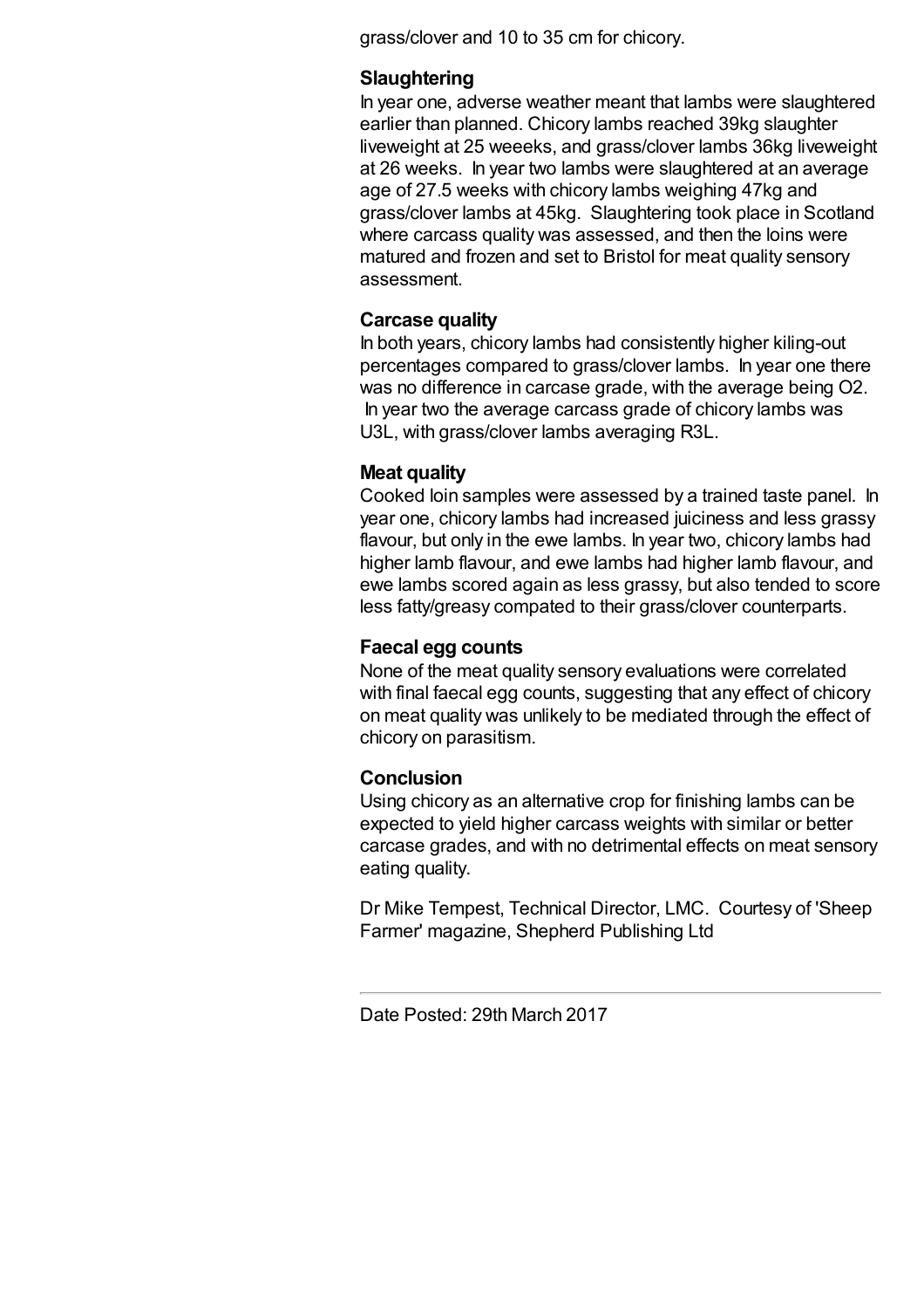grass/clover and 10 to 35 cm for chicory.

### Slaughtering

In year one, adverse weather meant that lambs were slaughtered earlier than planned. Chicory lambs reached 39kg slaughter liveweight at 25 weeeks, and grass/clover lambs 36kg liveweight at 26 weeks. In year two lambs were slaughtered at an average age of 27.5 weeks with chicory lambs weighing 47kg and grass/clover lambs at 45kg. Slaughtering took place in Scotland where carcass quality was assessed, and then the loins were matured and frozen and set to Bristol for meat quality sensory assessment.

### Carcase quality

In both years, chicory lambs had consistently higher kiling-out percentages compared to grass/clover lambs. In year one there was no difference in carcase grade, with the average being O2. In year two the average carcass grade of chicory lambs was U3L, with grass/clover lambs averaging R3L.

### Meat quality

Cooked loin samples were assessed by a trained taste panel. In year one, chicory lambs had increased juiciness and less grassy flavour, but only in the ewe lambs. In year two, chicory lambs had higher lamb flavour, and ewe lambs had higher lamb flavour, and ewe lambs scored again as less grassy, but also tended to score less fatty/greasy compated to their grass/clover counterparts.

### Faecal egg counts

None of the meat quality sensory evaluations were correlated with final faecal egg counts, suggesting that any effect of chicory on meat quality was unlikely to be mediated through the effect of chicory on parasitism.

### Conclusion

Using chicory as an alternative crop for finishing lambs can be expected to yield higher carcass weights with similar or better carcase grades, and with no detrimental effects on meat sensory eating quality.

Dr Mike Tempest, Technical Director, LMC. Courtesy of 'Sheep Farmer' magazine, Shepherd Publishing Ltd

---

Date Posted: 29th March 2017